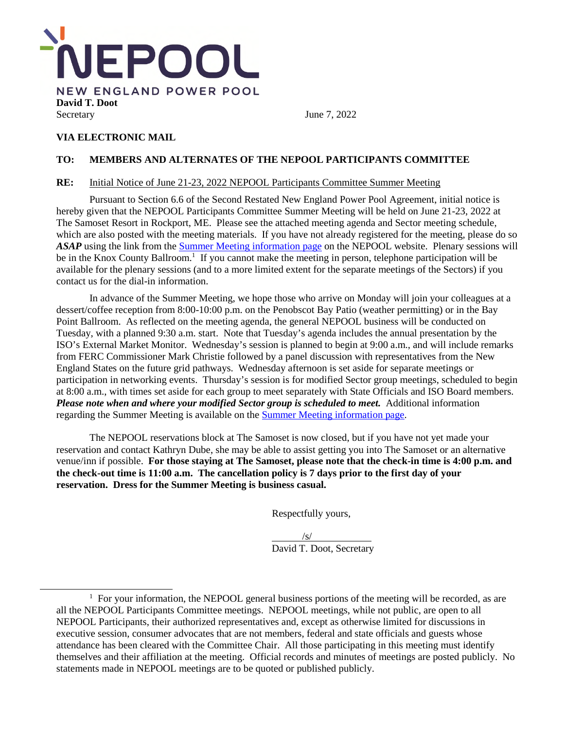NEPOOL

NEW ENGLAND POWER POOL

**David T. Doot**
Secretary

June 7, 2022

**VIA ELECTRONIC MAIL**

**TO: MEMBERS AND ALTERNATES OF THE NEPOOL PARTICIPANTS COMMITTEE**

**RE:** Initial Notice of June 21-23, 2022 NEPOOL Participants Committee Summer Meeting

Pursuant to Section 6.6 of the Second Restated New England Power Pool Agreement, initial notice is hereby given that the NEPOOL Participants Committee Summer Meeting will be held on June 21-23, 2022 at The Samoset Resort in Rockport, ME. Please see the attached meeting agenda and Sector meeting schedule, which are also posted with the meeting materials. If you have not already registered for the meeting, please do so ***ASAP*** using the link from the Summer Meeting information page on the NEPOOL website. Plenary sessions will be in the Knox County Ballroom.[1] If you cannot make the meeting in person, telephone participation will be available for the plenary sessions (and to a more limited extent for the separate meetings of the Sectors) if you contact us for the dial-in information.

In advance of the Summer Meeting, we hope those who arrive on Monday will join your colleagues at a dessert/coffee reception from 8:00-10:00 p.m. on the Penobscot Bay Patio (weather permitting) or in the Bay Point Ballroom. As reflected on the meeting agenda, the general NEPOOL business will be conducted on Tuesday, with a planned 9:30 a.m. start. Note that Tuesday's agenda includes the annual presentation by the ISO's External Market Monitor. Wednesday's session is planned to begin at 9:00 a.m., and will include remarks from FERC Commissioner Mark Christie followed by a panel discussion with representatives from the New England States on the future grid pathways. Wednesday afternoon is set aside for separate meetings or participation in networking events. Thursday's session is for modified Sector group meetings, scheduled to begin at 8:00 a.m., with times set aside for each group to meet separately with State Officials and ISO Board members. ***Please note when and where your modified Sector group is scheduled to meet.*** Additional information regarding the Summer Meeting is available on the Summer Meeting information page.

The NEPOOL reservations block at The Samoset is now closed, but if you have not yet made your reservation and contact Kathryn Dube, she may be able to assist getting you into The Samoset or an alternative venue/inn if possible. **For those staying at The Samoset, please note that the check-in time is 4:00 p.m. and the check-out time is 11:00 a.m. The cancellation policy is 7 days prior to the first day of your reservation. Dress for the Summer Meeting is business casual.**

Respectfully yours,

/s/

David T. Doot, Secretary

---

[1] For your information, the NEPOOL general business portions of the meeting will be recorded, as are all the NEPOOL Participants Committee meetings. NEPOOL meetings, while not public, are open to all NEPOOL Participants, their authorized representatives and, except as otherwise limited for discussions in executive session, consumer advocates that are not members, federal and state officials and guests whose attendance has been cleared with the Committee Chair. All those participating in this meeting must identify themselves and their affiliation at the meeting. Official records and minutes of meetings are posted publicly. No statements made in NEPOOL meetings are to be quoted or published publicly.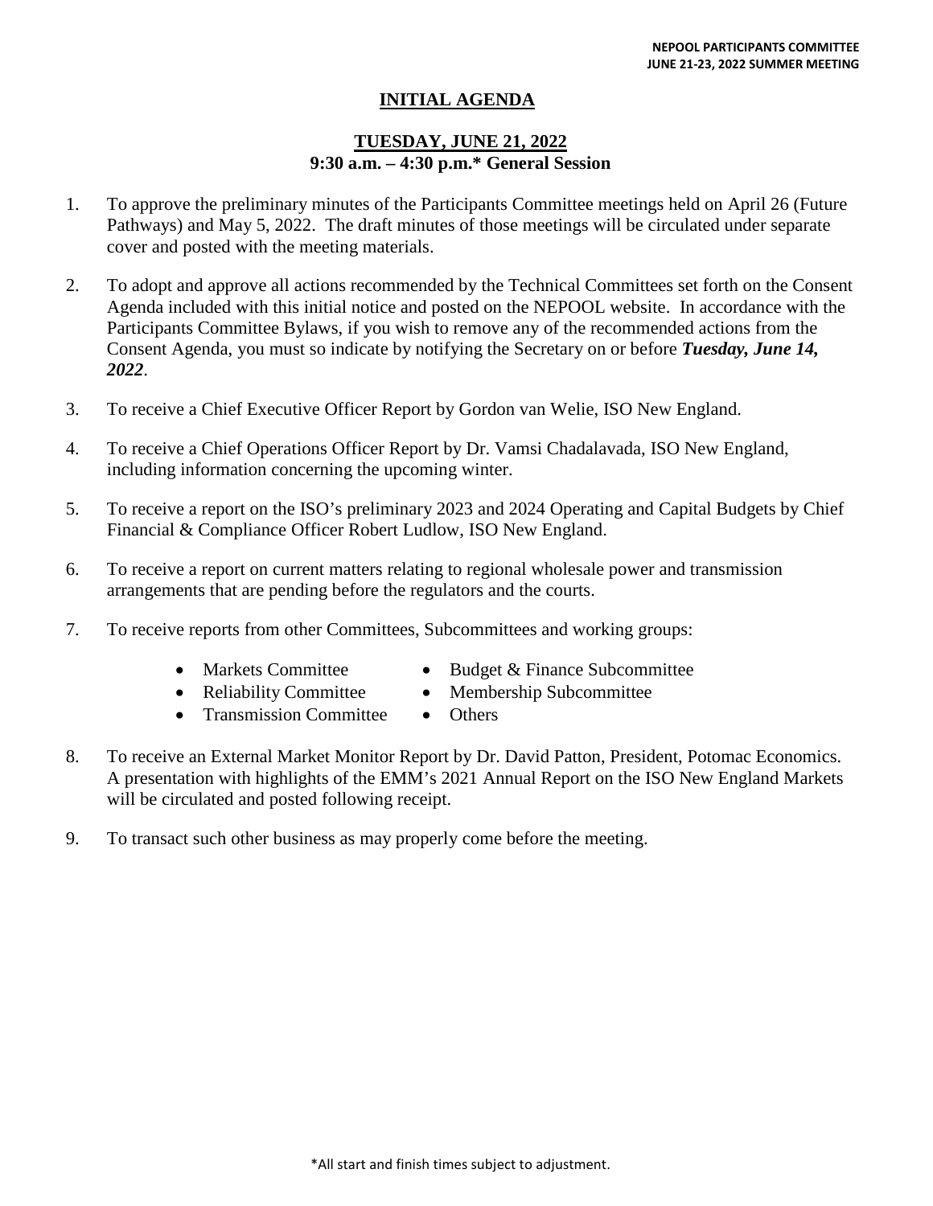## INITIAL AGENDA

### TUESDAY, JUNE 21, 2022
**9:30 a.m. – 4:30 p.m.* General Session**

1. To approve the preliminary minutes of the Participants Committee meetings held on April 26 (Future Pathways) and May 5, 2022. The draft minutes of those meetings will be circulated under separate cover and posted with the meeting materials.

2. To adopt and approve all actions recommended by the Technical Committees set forth on the Consent Agenda included with this initial notice and posted on the NEPOOL website. In accordance with the Participants Committee Bylaws, if you wish to remove any of the recommended actions from the Consent Agenda, you must so indicate by notifying the Secretary on or before ***Tuesday, June 14, 2022***.

3. To receive a Chief Executive Officer Report by Gordon van Welie, ISO New England.

4. To receive a Chief Operations Officer Report by Dr. Vamsi Chadalavada, ISO New England, including information concerning the upcoming winter.

5. To receive a report on the ISO's preliminary 2023 and 2024 Operating and Capital Budgets by Chief Financial & Compliance Officer Robert Ludlow, ISO New England.

6. To receive a report on current matters relating to regional wholesale power and transmission arrangements that are pending before the regulators and the courts.

7. To receive reports from other Committees, Subcommittees and working groups:
   - Markets Committee
   - Reliability Committee
   - Transmission Committee
   - Budget & Finance Subcommittee
   - Membership Subcommittee
   - Others

8. To receive an External Market Monitor Report by Dr. David Patton, President, Potomac Economics. A presentation with highlights of the EMM's 2021 Annual Report on the ISO New England Markets will be circulated and posted following receipt.

9. To transact such other business as may properly come before the meeting.

*All start and finish times subject to adjustment.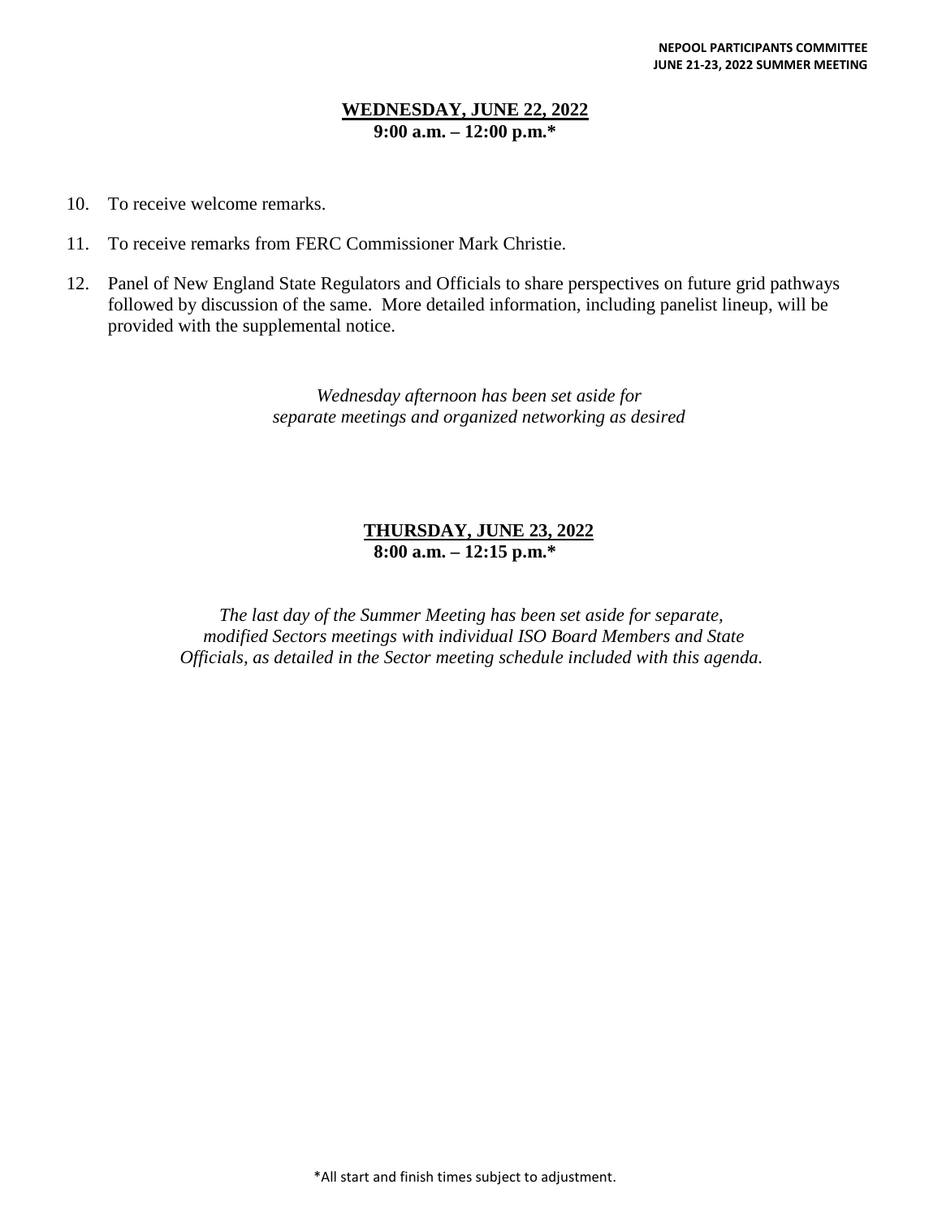## WEDNESDAY, JUNE 22, 2022
**9:00 a.m. – 12:00 p.m.***

10. To receive welcome remarks.

11. To receive remarks from FERC Commissioner Mark Christie.

12. Panel of New England State Regulators and Officials to share perspectives on future grid pathways followed by discussion of the same. More detailed information, including panelist lineup, will be provided with the supplemental notice.

*Wednesday afternoon has been set aside for separate meetings and organized networking as desired*

## THURSDAY, JUNE 23, 2022
**8:00 a.m. – 12:15 p.m.***

*The last day of the Summer Meeting has been set aside for separate, modified Sectors meetings with individual ISO Board Members and State Officials, as detailed in the Sector meeting schedule included with this agenda.*

*All start and finish times subject to adjustment.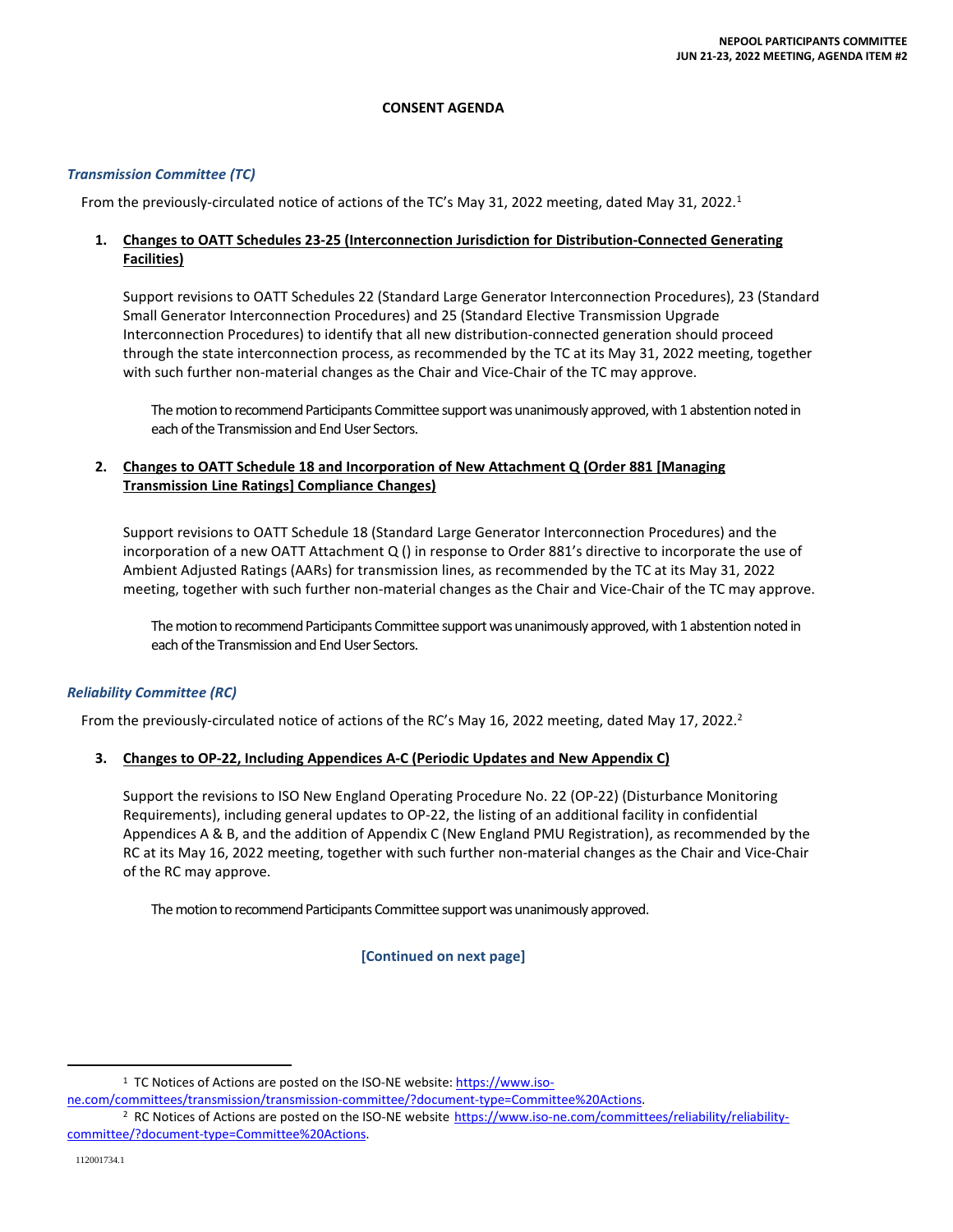# CONSENT AGENDA

### *Transmission Committee (TC)*

From the previously-circulated notice of actions of the TC's May 31, 2022 meeting, dated May 31, 2022.[1]

**1. Changes to OATT Schedules 23-25 (Interconnection Jurisdiction for Distribution-Connected Generating Facilities)**

Support revisions to OATT Schedules 22 (Standard Large Generator Interconnection Procedures), 23 (Standard Small Generator Interconnection Procedures) and 25 (Standard Elective Transmission Upgrade Interconnection Procedures) to identify that all new distribution-connected generation should proceed through the state interconnection process, as recommended by the TC at its May 31, 2022 meeting, together with such further non-material changes as the Chair and Vice-Chair of the TC may approve.

> The motion to recommend Participants Committee support was unanimously approved, with 1 abstention noted in each of the Transmission and End User Sectors.

**2. Changes to OATT Schedule 18 and Incorporation of New Attachment Q (Order 881 [Managing Transmission Line Ratings] Compliance Changes)**

Support revisions to OATT Schedule 18 (Standard Large Generator Interconnection Procedures) and the incorporation of a new OATT Attachment Q () in response to Order 881's directive to incorporate the use of Ambient Adjusted Ratings (AARs) for transmission lines, as recommended by the TC at its May 31, 2022 meeting, together with such further non-material changes as the Chair and Vice-Chair of the TC may approve.

> The motion to recommend Participants Committee support was unanimously approved, with 1 abstention noted in each of the Transmission and End User Sectors.

### *Reliability Committee (RC)*

From the previously-circulated notice of actions of the RC's May 16, 2022 meeting, dated May 17, 2022.[2]

**3. Changes to OP-22, Including Appendices A-C (Periodic Updates and New Appendix C)**

Support the revisions to ISO New England Operating Procedure No. 22 (OP-22) (Disturbance Monitoring Requirements), including general updates to OP-22, the listing of an additional facility in confidential Appendices A & B, and the addition of Appendix C (New England PMU Registration), as recommended by the RC at its May 16, 2022 meeting, together with such further non-material changes as the Chair and Vice-Chair of the RC may approve.

> The motion to recommend Participants Committee support was unanimously approved.

**[Continued on next page]**

---

[1] TC Notices of Actions are posted on the ISO-NE website: https://www.iso-ne.com/committees/transmission/transmission-committee/?document-type=Committee%20Actions.

[2] RC Notices of Actions are posted on the ISO-NE website https://www.iso-ne.com/committees/reliability/reliability-committee/?document-type=Committee%20Actions.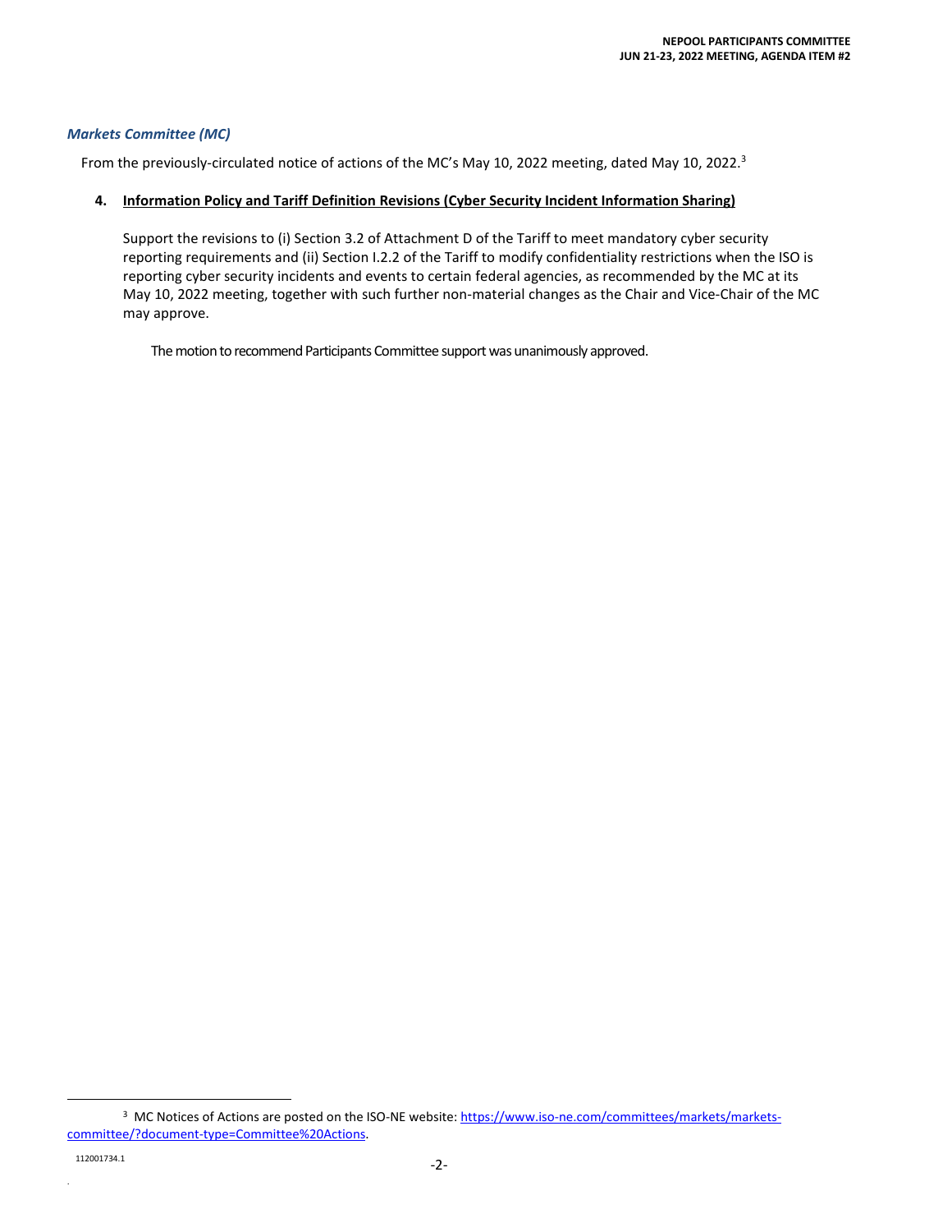### *Markets Committee (MC)*

From the previously-circulated notice of actions of the MC's May 10, 2022 meeting, dated May 10, 2022.[3]

**4. Information Policy and Tariff Definition Revisions (Cyber Security Incident Information Sharing)**

Support the revisions to (i) Section 3.2 of Attachment D of the Tariff to meet mandatory cyber security reporting requirements and (ii) Section I.2.2 of the Tariff to modify confidentiality restrictions when the ISO is reporting cyber security incidents and events to certain federal agencies, as recommended by the MC at its May 10, 2022 meeting, together with such further non-material changes as the Chair and Vice-Chair of the MC may approve.

The motion to recommend Participants Committee support was unanimously approved.

---

[3] MC Notices of Actions are posted on the ISO-NE website: https://www.iso-ne.com/committees/markets/markets-committee/?document-type=Committee%20Actions.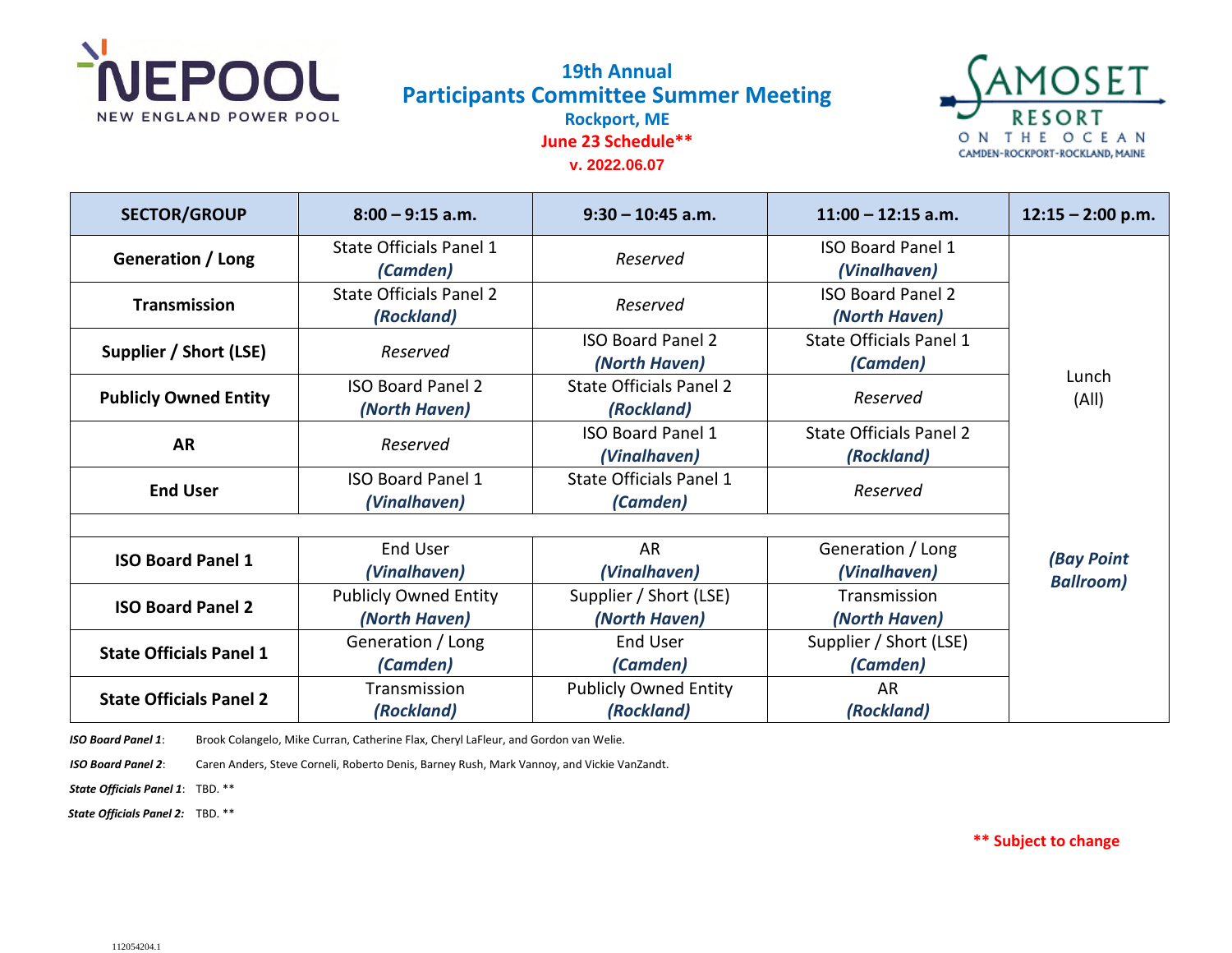# 19th Annual
# Participants Committee Summer Meeting

**Rockport, ME**

**June 23 Schedule****

**v. 2022.06.07**

| SECTOR/GROUP | 8:00 – 9:15 a.m. | 9:30 – 10:45 a.m. | 11:00 – 12:15 a.m. | 12:15 – 2:00 p.m. |
|---|---|---|---|---|
| **Generation / Long** | State Officials Panel 1 ***(Camden)*** | *Reserved* | ISO Board Panel 1 ***(Vinalhaven)*** | Lunch (All) |
| **Transmission** | State Officials Panel 2 ***(Rockland)*** | *Reserved* | ISO Board Panel 2 ***(North Haven)*** | |
| **Supplier / Short (LSE)** | *Reserved* | ISO Board Panel 2 ***(North Haven)*** | State Officials Panel 1 ***(Camden)*** | |
| **Publicly Owned Entity** | ISO Board Panel 2 ***(North Haven)*** | State Officials Panel 2 ***(Rockland)*** | *Reserved* | |
| **AR** | *Reserved* | ISO Board Panel 1 ***(Vinalhaven)*** | State Officials Panel 2 ***(Rockland)*** | |
| **End User** | ISO Board Panel 1 ***(Vinalhaven)*** | State Officials Panel 1 ***(Camden)*** | *Reserved* | |
| | | | | |
| **ISO Board Panel 1** | End User ***(Vinalhaven)*** | AR ***(Vinalhaven)*** | Generation / Long ***(Vinalhaven)*** | ***(Bay Point Ballroom)*** |
| **ISO Board Panel 2** | Publicly Owned Entity ***(North Haven)*** | Supplier / Short (LSE) ***(North Haven)*** | Transmission ***(North Haven)*** | |
| **State Officials Panel 1** | Generation / Long ***(Camden)*** | End User ***(Camden)*** | Supplier / Short (LSE) ***(Camden)*** | |
| **State Officials Panel 2** | Transmission ***(Rockland)*** | Publicly Owned Entity ***(Rockland)*** | AR ***(Rockland)*** | |

***ISO Board Panel 1***: Brook Colangelo, Mike Curran, Catherine Flax, Cheryl LaFleur, and Gordon van Welie.

***ISO Board Panel 2***: Caren Anders, Steve Corneli, Roberto Denis, Barney Rush, Mark Vannoy, and Vickie VanZandt.

***State Officials Panel 1***: TBD. **

***State Officials Panel 2:*** TBD. **

**** Subject to change**

112054204.1